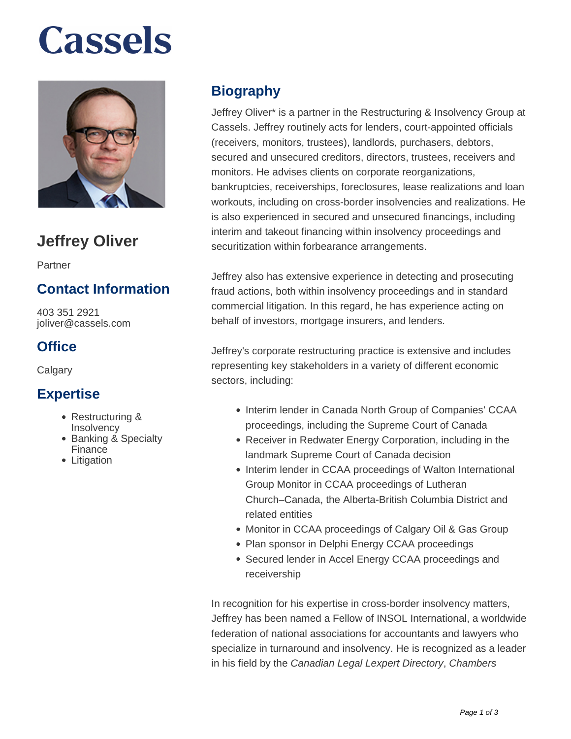# Cassels

## Jeffrey Oliver

Partner

### Contact Information

403 351 2921
joliver@cassels.com

### Office

Calgary

### Expertise

- Restructuring & Insolvency
- Banking & Specialty Finance
- Litigation

## Biography

Jeffrey Oliver* is a partner in the Restructuring & Insolvency Group at Cassels. Jeffrey routinely acts for lenders, court-appointed officials (receivers, monitors, trustees), landlords, purchasers, debtors, secured and unsecured creditors, directors, trustees, receivers and monitors. He advises clients on corporate reorganizations, bankruptcies, receiverships, foreclosures, lease realizations and loan workouts, including on cross-border insolvencies and realizations. He is also experienced in secured and unsecured financings, including interim and takeout financing within insolvency proceedings and securitization within forbearance arrangements.

Jeffrey also has extensive experience in detecting and prosecuting fraud actions, both within insolvency proceedings and in standard commercial litigation. In this regard, he has experience acting on behalf of investors, mortgage insurers, and lenders.

Jeffrey's corporate restructuring practice is extensive and includes representing key stakeholders in a variety of different economic sectors, including:

- Interim lender in Canada North Group of Companies' CCAA proceedings, including the Supreme Court of Canada
- Receiver in Redwater Energy Corporation, including in the landmark Supreme Court of Canada decision
- Interim lender in CCAA proceedings of Walton International Group Monitor in CCAA proceedings of Lutheran Church–Canada, the Alberta-British Columbia District and related entities
- Monitor in CCAA proceedings of Calgary Oil & Gas Group
- Plan sponsor in Delphi Energy CCAA proceedings
- Secured lender in Accel Energy CCAA proceedings and receivership

In recognition for his expertise in cross-border insolvency matters, Jeffrey has been named a Fellow of INSOL International, a worldwide federation of national associations for accountants and lawyers who specialize in turnaround and insolvency. He is recognized as a leader in his field by the *Canadian Legal Lexpert Directory*, *Chambers*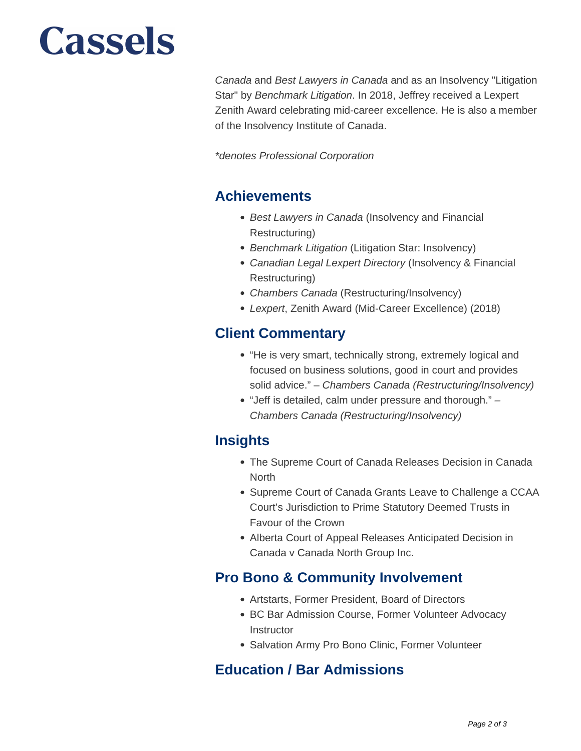*Canada* and *Best Lawyers in Canada* and as an Insolvency "Litigation Star" by *Benchmark Litigation*. In 2018, Jeffrey received a Lexpert Zenith Award celebrating mid-career excellence. He is also a member of the Insolvency Institute of Canada.

*\*denotes Professional Corporation*

## Achievements

- *Best Lawyers in Canada* (Insolvency and Financial Restructuring)
- *Benchmark Litigation* (Litigation Star: Insolvency)
- *Canadian Legal Lexpert Directory* (Insolvency & Financial Restructuring)
- *Chambers Canada* (Restructuring/Insolvency)
- *Lexpert*, Zenith Award (Mid-Career Excellence) (2018)

## Client Commentary

- "He is very smart, technically strong, extremely logical and focused on business solutions, good in court and provides solid advice." – *Chambers Canada (Restructuring/Insolvency)*
- "Jeff is detailed, calm under pressure and thorough." – *Chambers Canada (Restructuring/Insolvency)*

## Insights

- The Supreme Court of Canada Releases Decision in Canada North
- Supreme Court of Canada Grants Leave to Challenge a CCAA Court's Jurisdiction to Prime Statutory Deemed Trusts in Favour of the Crown
- Alberta Court of Appeal Releases Anticipated Decision in Canada v Canada North Group Inc.

## Pro Bono & Community Involvement

- Artstarts, Former President, Board of Directors
- BC Bar Admission Course, Former Volunteer Advocacy Instructor
- Salvation Army Pro Bono Clinic, Former Volunteer

## Education / Bar Admissions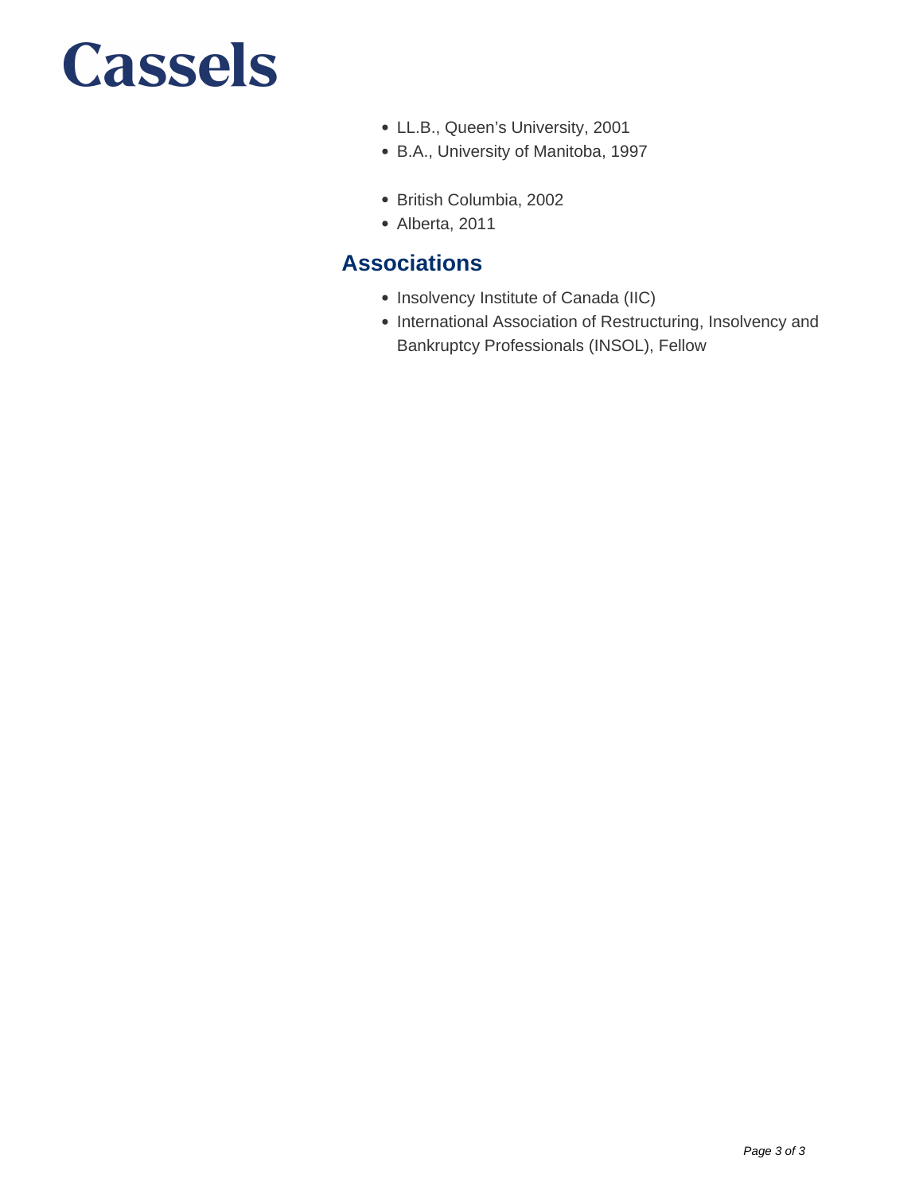- LL.B., Queen's University, 2001
- B.A., University of Manitoba, 1997

- British Columbia, 2002
- Alberta, 2011

## Associations

- Insolvency Institute of Canada (IIC)
- International Association of Restructuring, Insolvency and Bankruptcy Professionals (INSOL), Fellow